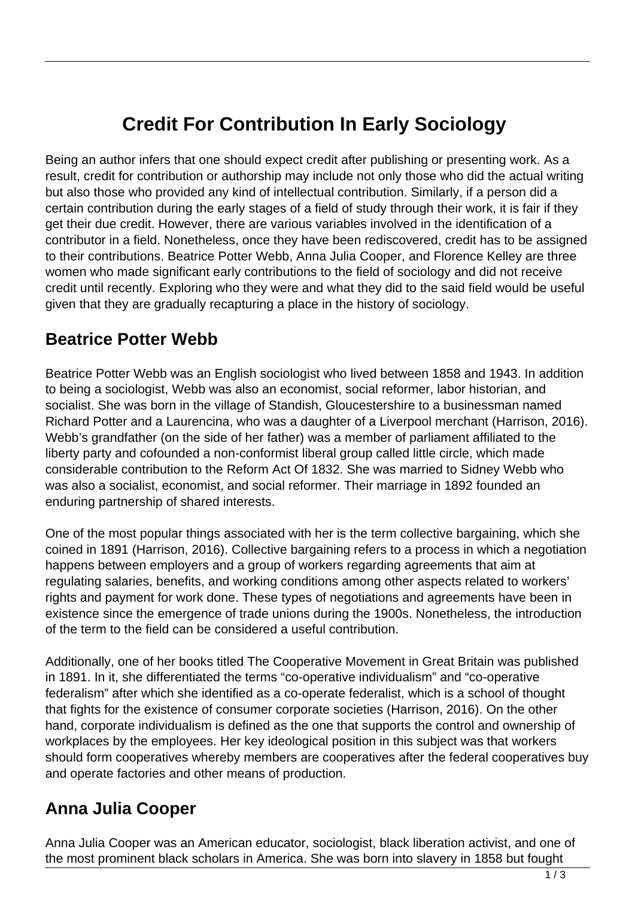# Credit For Contribution In Early Sociology

Being an author infers that one should expect credit after publishing or presenting work. As a result, credit for contribution or authorship may include not only those who did the actual writing but also those who provided any kind of intellectual contribution. Similarly, if a person did a certain contribution during the early stages of a field of study through their work, it is fair if they get their due credit. However, there are various variables involved in the identification of a contributor in a field. Nonetheless, once they have been rediscovered, credit has to be assigned to their contributions. Beatrice Potter Webb, Anna Julia Cooper, and Florence Kelley are three women who made significant early contributions to the field of sociology and did not receive credit until recently. Exploring who they were and what they did to the said field would be useful given that they are gradually recapturing a place in the history of sociology.

## Beatrice Potter Webb

Beatrice Potter Webb was an English sociologist who lived between 1858 and 1943. In addition to being a sociologist, Webb was also an economist, social reformer, labor historian, and socialist. She was born in the village of Standish, Gloucestershire to a businessman named Richard Potter and a Laurencina, who was a daughter of a Liverpool merchant (Harrison, 2016). Webb's grandfather (on the side of her father) was a member of parliament affiliated to the liberty party and cofounded a non-conformist liberal group called little circle, which made considerable contribution to the Reform Act Of 1832. She was married to Sidney Webb who was also a socialist, economist, and social reformer. Their marriage in 1892 founded an enduring partnership of shared interests.

One of the most popular things associated with her is the term collective bargaining, which she coined in 1891 (Harrison, 2016). Collective bargaining refers to a process in which a negotiation happens between employers and a group of workers regarding agreements that aim at regulating salaries, benefits, and working conditions among other aspects related to workers' rights and payment for work done. These types of negotiations and agreements have been in existence since the emergence of trade unions during the 1900s. Nonetheless, the introduction of the term to the field can be considered a useful contribution.

Additionally, one of her books titled The Cooperative Movement in Great Britain was published in 1891. In it, she differentiated the terms "co-operative individualism" and "co-operative federalism" after which she identified as a co-operate federalist, which is a school of thought that fights for the existence of consumer corporate societies (Harrison, 2016). On the other hand, corporate individualism is defined as the one that supports the control and ownership of workplaces by the employees. Her key ideological position in this subject was that workers should form cooperatives whereby members are cooperatives after the federal cooperatives buy and operate factories and other means of production.

## Anna Julia Cooper

Anna Julia Cooper was an American educator, sociologist, black liberation activist, and one of the most prominent black scholars in America. She was born into slavery in 1858 but fought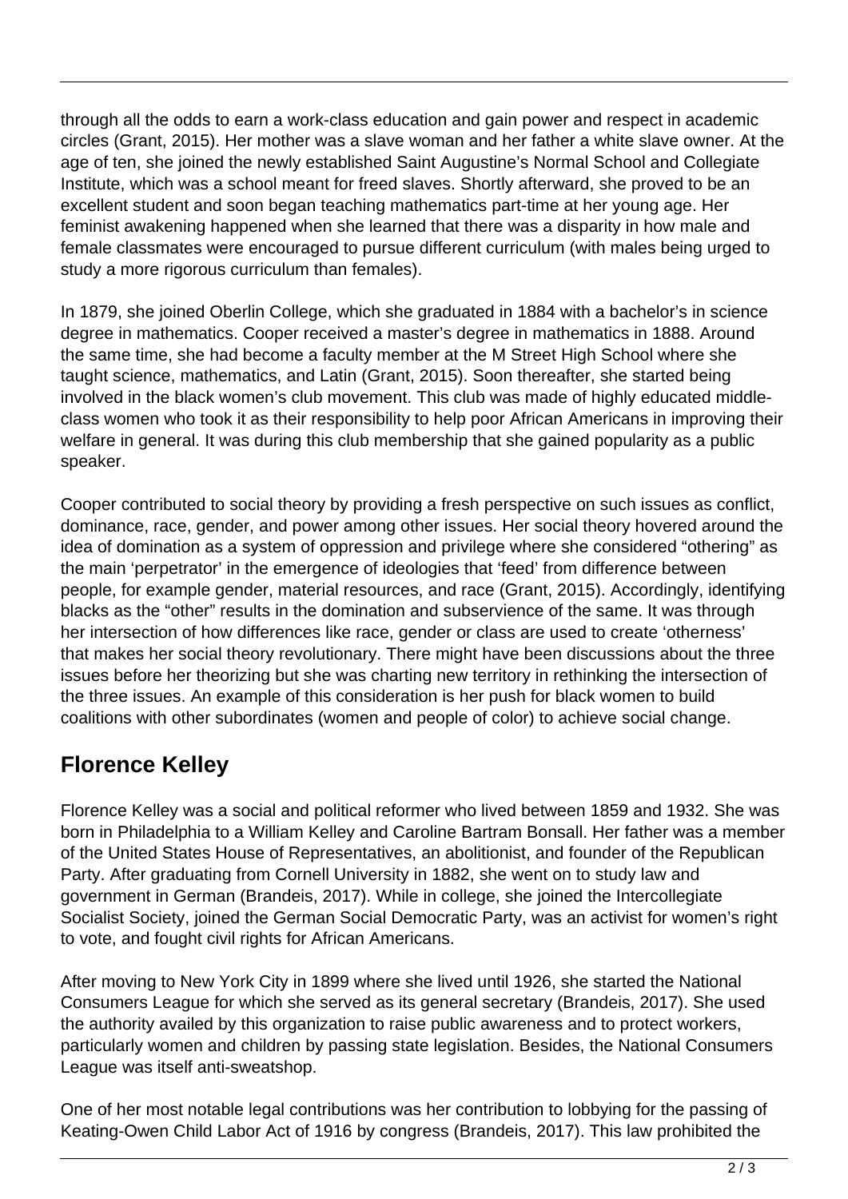through all the odds to earn a work-class education and gain power and respect in academic circles (Grant, 2015). Her mother was a slave woman and her father a white slave owner. At the age of ten, she joined the newly established Saint Augustine's Normal School and Collegiate Institute, which was a school meant for freed slaves. Shortly afterward, she proved to be an excellent student and soon began teaching mathematics part-time at her young age. Her feminist awakening happened when she learned that there was a disparity in how male and female classmates were encouraged to pursue different curriculum (with males being urged to study a more rigorous curriculum than females).

In 1879, she joined Oberlin College, which she graduated in 1884 with a bachelor's in science degree in mathematics. Cooper received a master's degree in mathematics in 1888. Around the same time, she had become a faculty member at the M Street High School where she taught science, mathematics, and Latin (Grant, 2015). Soon thereafter, she started being involved in the black women's club movement. This club was made of highly educated middle-class women who took it as their responsibility to help poor African Americans in improving their welfare in general. It was during this club membership that she gained popularity as a public speaker.

Cooper contributed to social theory by providing a fresh perspective on such issues as conflict, dominance, race, gender, and power among other issues. Her social theory hovered around the idea of domination as a system of oppression and privilege where she considered "othering" as the main 'perpetrator' in the emergence of ideologies that 'feed' from difference between people, for example gender, material resources, and race (Grant, 2015). Accordingly, identifying blacks as the "other" results in the domination and subservience of the same. It was through her intersection of how differences like race, gender or class are used to create 'otherness' that makes her social theory revolutionary. There might have been discussions about the three issues before her theorizing but she was charting new territory in rethinking the intersection of the three issues. An example of this consideration is her push for black women to build coalitions with other subordinates (women and people of color) to achieve social change.

## Florence Kelley

Florence Kelley was a social and political reformer who lived between 1859 and 1932. She was born in Philadelphia to a William Kelley and Caroline Bartram Bonsall. Her father was a member of the United States House of Representatives, an abolitionist, and founder of the Republican Party. After graduating from Cornell University in 1882, she went on to study law and government in German (Brandeis, 2017). While in college, she joined the Intercollegiate Socialist Society, joined the German Social Democratic Party, was an activist for women's right to vote, and fought civil rights for African Americans.

After moving to New York City in 1899 where she lived until 1926, she started the National Consumers League for which she served as its general secretary (Brandeis, 2017). She used the authority availed by this organization to raise public awareness and to protect workers, particularly women and children by passing state legislation. Besides, the National Consumers League was itself anti-sweatshop.

One of her most notable legal contributions was her contribution to lobbying for the passing of Keating-Owen Child Labor Act of 1916 by congress (Brandeis, 2017). This law prohibited the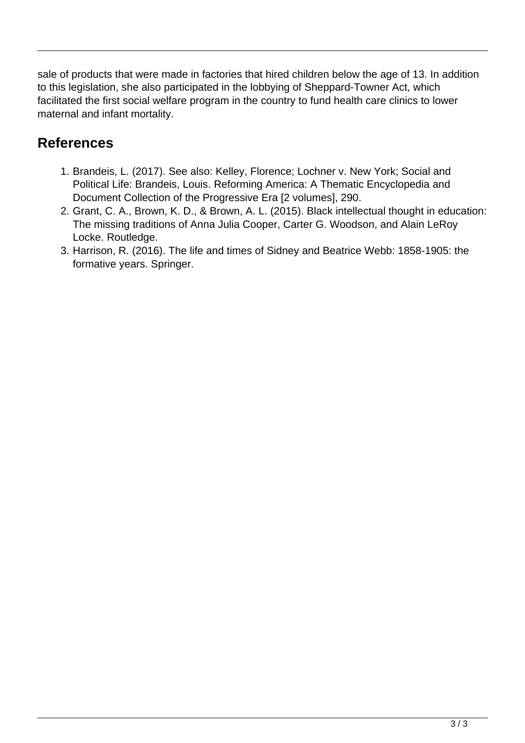sale of products that were made in factories that hired children below the age of 13. In addition to this legislation, she also participated in the lobbying of Sheppard-Towner Act, which facilitated the first social welfare program in the country to fund health care clinics to lower maternal and infant mortality.

## References

1. Brandeis, L. (2017). See also: Kelley, Florence; Lochner v. New York; Social and Political Life: Brandeis, Louis. Reforming America: A Thematic Encyclopedia and Document Collection of the Progressive Era [2 volumes], 290.
2. Grant, C. A., Brown, K. D., & Brown, A. L. (2015). Black intellectual thought in education: The missing traditions of Anna Julia Cooper, Carter G. Woodson, and Alain LeRoy Locke. Routledge.
3. Harrison, R. (2016). The life and times of Sidney and Beatrice Webb: 1858-1905: the formative years. Springer.